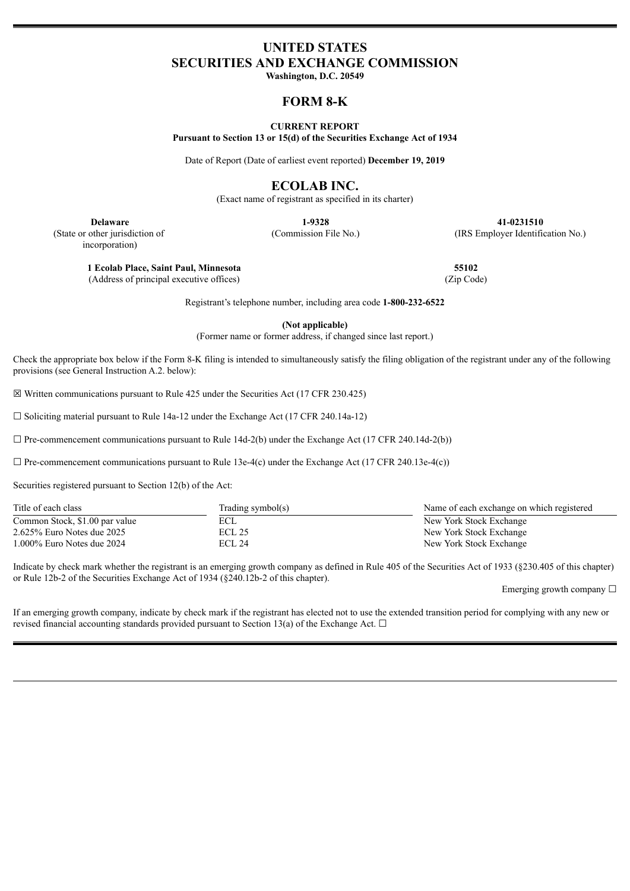# UNITED STATES
# SECURITIES AND EXCHANGE COMMISSION

**Washington, D.C. 20549**

## FORM 8-K

**CURRENT REPORT**

**Pursuant to Section 13 or 15(d) of the Securities Exchange Act of 1934**

Date of Report (Date of earliest event reported) **December 19, 2019**

## ECOLAB INC.

(Exact name of registrant as specified in its charter)

| **Delaware** | **1-9328** | **41-0231510** |
|---|---|---|
| (State or other jurisdiction of incorporation) | (Commission File No.) | (IRS Employer Identification No.) |

| **1 Ecolab Place, Saint Paul, Minnesota** | **55102** |
|---|---|
| (Address of principal executive offices) | (Zip Code) |

Registrant's telephone number, including area code **1-800-232-6522**

**(Not applicable)**

(Former name or former address, if changed since last report.)

Check the appropriate box below if the Form 8-K filing is intended to simultaneously satisfy the filing obligation of the registrant under any of the following provisions (see General Instruction A.2. below):

☒ Written communications pursuant to Rule 425 under the Securities Act (17 CFR 230.425)

☐ Soliciting material pursuant to Rule 14a-12 under the Exchange Act (17 CFR 240.14a-12)

☐ Pre-commencement communications pursuant to Rule 14d-2(b) under the Exchange Act (17 CFR 240.14d-2(b))

☐ Pre-commencement communications pursuant to Rule 13e-4(c) under the Exchange Act (17 CFR 240.13e-4(c))

Securities registered pursuant to Section 12(b) of the Act:

| Title of each class | Trading symbol(s) | Name of each exchange on which registered |
|---|---|---|
| Common Stock, $1.00 par value | ECL | New York Stock Exchange |
| 2.625% Euro Notes due 2025 | ECL 25 | New York Stock Exchange |
| 1.000% Euro Notes due 2024 | ECL 24 | New York Stock Exchange |

Indicate by check mark whether the registrant is an emerging growth company as defined in Rule 405 of the Securities Act of 1933 (§230.405 of this chapter) or Rule 12b-2 of the Securities Exchange Act of 1934 (§240.12b-2 of this chapter).

Emerging growth company ☐

If an emerging growth company, indicate by check mark if the registrant has elected not to use the extended transition period for complying with any new or revised financial accounting standards provided pursuant to Section 13(a) of the Exchange Act. ☐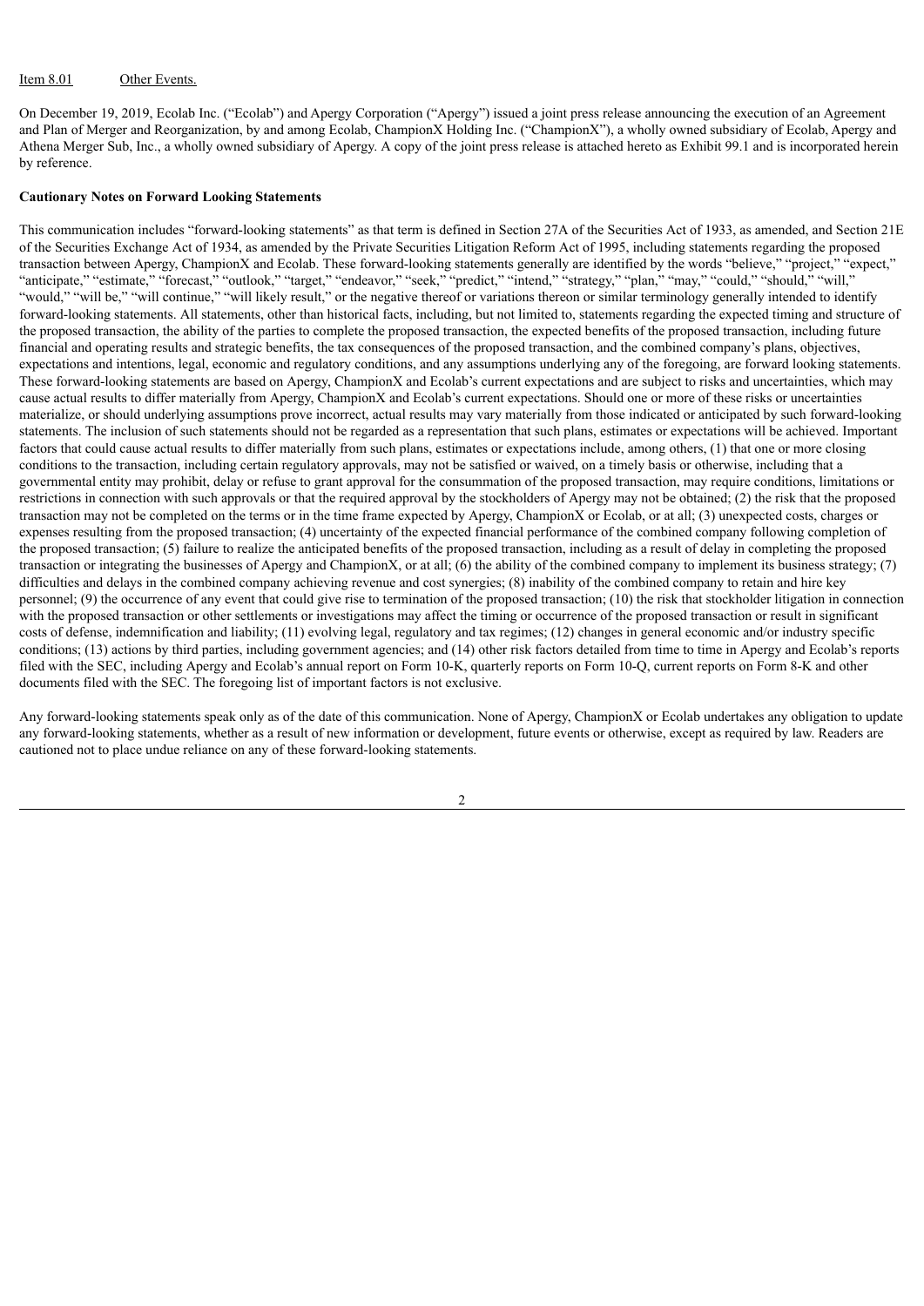Item 8.01 Other Events.

On December 19, 2019, Ecolab Inc. ("Ecolab") and Apergy Corporation ("Apergy") issued a joint press release announcing the execution of an Agreement and Plan of Merger and Reorganization, by and among Ecolab, ChampionX Holding Inc. ("ChampionX"), a wholly owned subsidiary of Ecolab, Apergy and Athena Merger Sub, Inc., a wholly owned subsidiary of Apergy. A copy of the joint press release is attached hereto as Exhibit 99.1 and is incorporated herein by reference.

**Cautionary Notes on Forward Looking Statements**

This communication includes "forward-looking statements" as that term is defined in Section 27A of the Securities Act of 1933, as amended, and Section 21E of the Securities Exchange Act of 1934, as amended by the Private Securities Litigation Reform Act of 1995, including statements regarding the proposed transaction between Apergy, ChampionX and Ecolab. These forward-looking statements generally are identified by the words "believe," "project," "expect," "anticipate," "estimate," "forecast," "outlook," "target," "endeavor," "seek," "predict," "intend," "strategy," "plan," "may," "could," "should," "will," "would," "will be," "will continue," "will likely result," or the negative thereof or variations thereon or similar terminology generally intended to identify forward-looking statements. All statements, other than historical facts, including, but not limited to, statements regarding the expected timing and structure of the proposed transaction, the ability of the parties to complete the proposed transaction, the expected benefits of the proposed transaction, including future financial and operating results and strategic benefits, the tax consequences of the proposed transaction, and the combined company's plans, objectives, expectations and intentions, legal, economic and regulatory conditions, and any assumptions underlying any of the foregoing, are forward looking statements. These forward-looking statements are based on Apergy, ChampionX and Ecolab's current expectations and are subject to risks and uncertainties, which may cause actual results to differ materially from Apergy, ChampionX and Ecolab's current expectations. Should one or more of these risks or uncertainties materialize, or should underlying assumptions prove incorrect, actual results may vary materially from those indicated or anticipated by such forward-looking statements. The inclusion of such statements should not be regarded as a representation that such plans, estimates or expectations will be achieved. Important factors that could cause actual results to differ materially from such plans, estimates or expectations include, among others, (1) that one or more closing conditions to the transaction, including certain regulatory approvals, may not be satisfied or waived, on a timely basis or otherwise, including that a governmental entity may prohibit, delay or refuse to grant approval for the consummation of the proposed transaction, may require conditions, limitations or restrictions in connection with such approvals or that the required approval by the stockholders of Apergy may not be obtained; (2) the risk that the proposed transaction may not be completed on the terms or in the time frame expected by Apergy, ChampionX or Ecolab, or at all; (3) unexpected costs, charges or expenses resulting from the proposed transaction; (4) uncertainty of the expected financial performance of the combined company following completion of the proposed transaction; (5) failure to realize the anticipated benefits of the proposed transaction, including as a result of delay in completing the proposed transaction or integrating the businesses of Apergy and ChampionX, or at all; (6) the ability of the combined company to implement its business strategy; (7) difficulties and delays in the combined company achieving revenue and cost synergies; (8) inability of the combined company to retain and hire key personnel; (9) the occurrence of any event that could give rise to termination of the proposed transaction; (10) the risk that stockholder litigation in connection with the proposed transaction or other settlements or investigations may affect the timing or occurrence of the proposed transaction or result in significant costs of defense, indemnification and liability; (11) evolving legal, regulatory and tax regimes; (12) changes in general economic and/or industry specific conditions; (13) actions by third parties, including government agencies; and (14) other risk factors detailed from time to time in Apergy and Ecolab's reports filed with the SEC, including Apergy and Ecolab's annual report on Form 10-K, quarterly reports on Form 10-Q, current reports on Form 8-K and other documents filed with the SEC. The foregoing list of important factors is not exclusive.

Any forward-looking statements speak only as of the date of this communication. None of Apergy, ChampionX or Ecolab undertakes any obligation to update any forward-looking statements, whether as a result of new information or development, future events or otherwise, except as required by law. Readers are cautioned not to place undue reliance on any of these forward-looking statements.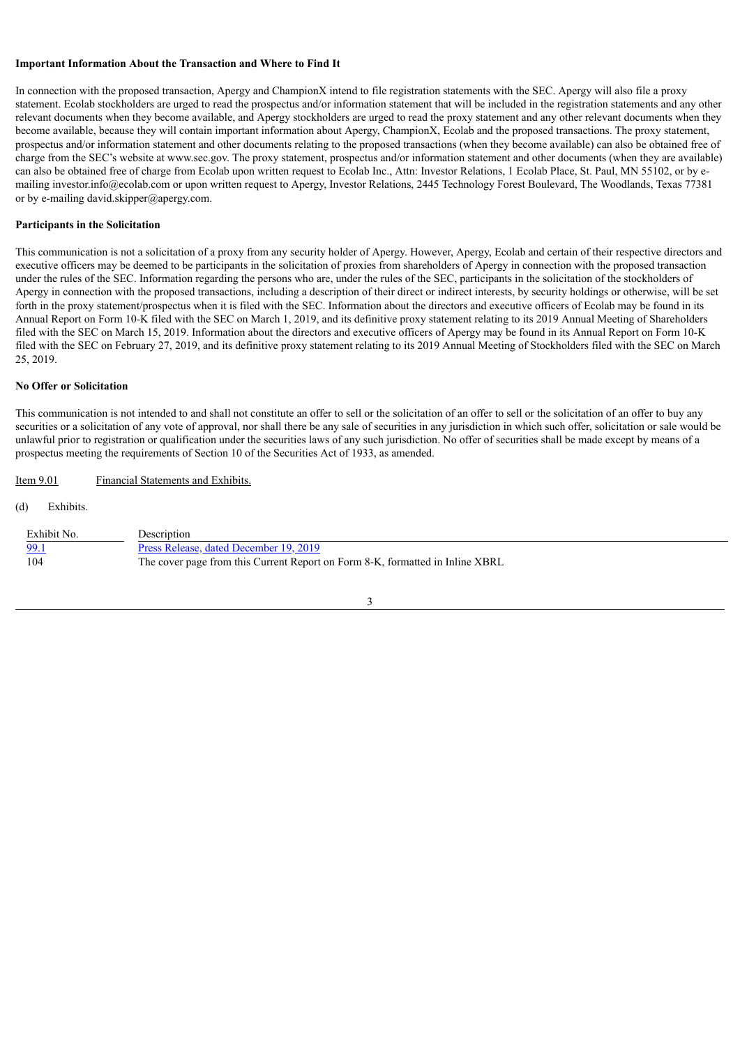**Important Information About the Transaction and Where to Find It**

In connection with the proposed transaction, Apergy and ChampionX intend to file registration statements with the SEC. Apergy will also file a proxy statement. Ecolab stockholders are urged to read the prospectus and/or information statement that will be included in the registration statements and any other relevant documents when they become available, and Apergy stockholders are urged to read the proxy statement and any other relevant documents when they become available, because they will contain important information about Apergy, ChampionX, Ecolab and the proposed transactions. The proxy statement, prospectus and/or information statement and other documents relating to the proposed transactions (when they become available) can also be obtained free of charge from the SEC's website at www.sec.gov. The proxy statement, prospectus and/or information statement and other documents (when they are available) can also be obtained free of charge from Ecolab upon written request to Ecolab Inc., Attn: Investor Relations, 1 Ecolab Place, St. Paul, MN 55102, or by e-mailing investor.info@ecolab.com or upon written request to Apergy, Investor Relations, 2445 Technology Forest Boulevard, The Woodlands, Texas 77381 or by e-mailing david.skipper@apergy.com.

**Participants in the Solicitation**

This communication is not a solicitation of a proxy from any security holder of Apergy. However, Apergy, Ecolab and certain of their respective directors and executive officers may be deemed to be participants in the solicitation of proxies from shareholders of Apergy in connection with the proposed transaction under the rules of the SEC. Information regarding the persons who are, under the rules of the SEC, participants in the solicitation of the stockholders of Apergy in connection with the proposed transactions, including a description of their direct or indirect interests, by security holdings or otherwise, will be set forth in the proxy statement/prospectus when it is filed with the SEC. Information about the directors and executive officers of Ecolab may be found in its Annual Report on Form 10-K filed with the SEC on March 1, 2019, and its definitive proxy statement relating to its 2019 Annual Meeting of Shareholders filed with the SEC on March 15, 2019. Information about the directors and executive officers of Apergy may be found in its Annual Report on Form 10-K filed with the SEC on February 27, 2019, and its definitive proxy statement relating to its 2019 Annual Meeting of Stockholders filed with the SEC on March 25, 2019.

**No Offer or Solicitation**

This communication is not intended to and shall not constitute an offer to sell or the solicitation of an offer to sell or the solicitation of an offer to buy any securities or a solicitation of any vote of approval, nor shall there be any sale of securities in any jurisdiction in which such offer, solicitation or sale would be unlawful prior to registration or qualification under the securities laws of any such jurisdiction. No offer of securities shall be made except by means of a prospectus meeting the requirements of Section 10 of the Securities Act of 1933, as amended.

Item 9.01 Financial Statements and Exhibits.

(d) Exhibits.

| Exhibit No. | Description |
|---|---|
| 99.1 | Press Release, dated December 19, 2019 |
| 104 | The cover page from this Current Report on Form 8-K, formatted in Inline XBRL |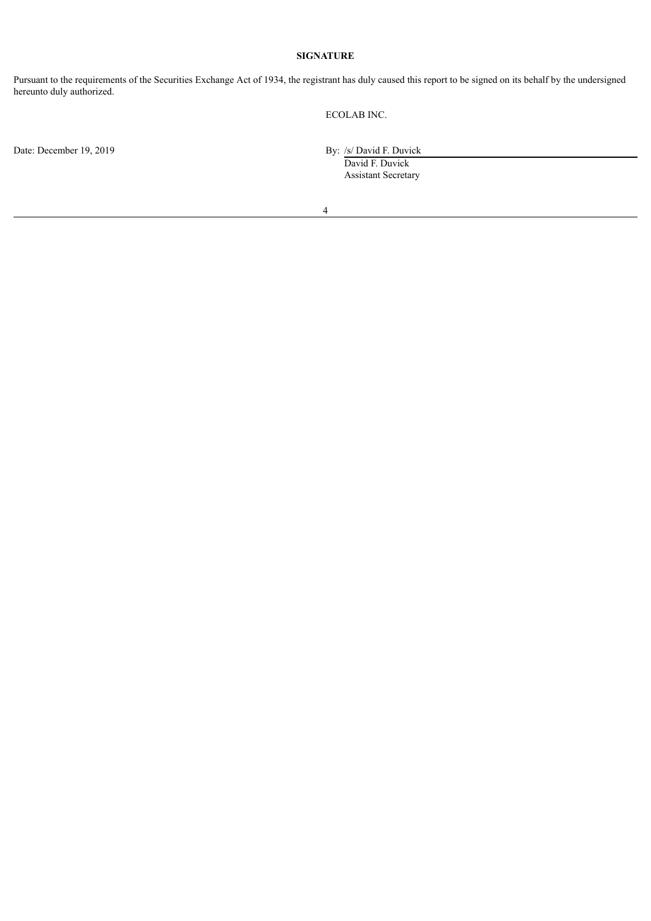**SIGNATURE**

Pursuant to the requirements of the Securities Exchange Act of 1934, the registrant has duly caused this report to be signed on its behalf by the undersigned hereunto duly authorized.

ECOLAB INC.

Date: December 19, 2019

By: /s/ David F. Duvick  
David F. Duvick  
Assistant Secretary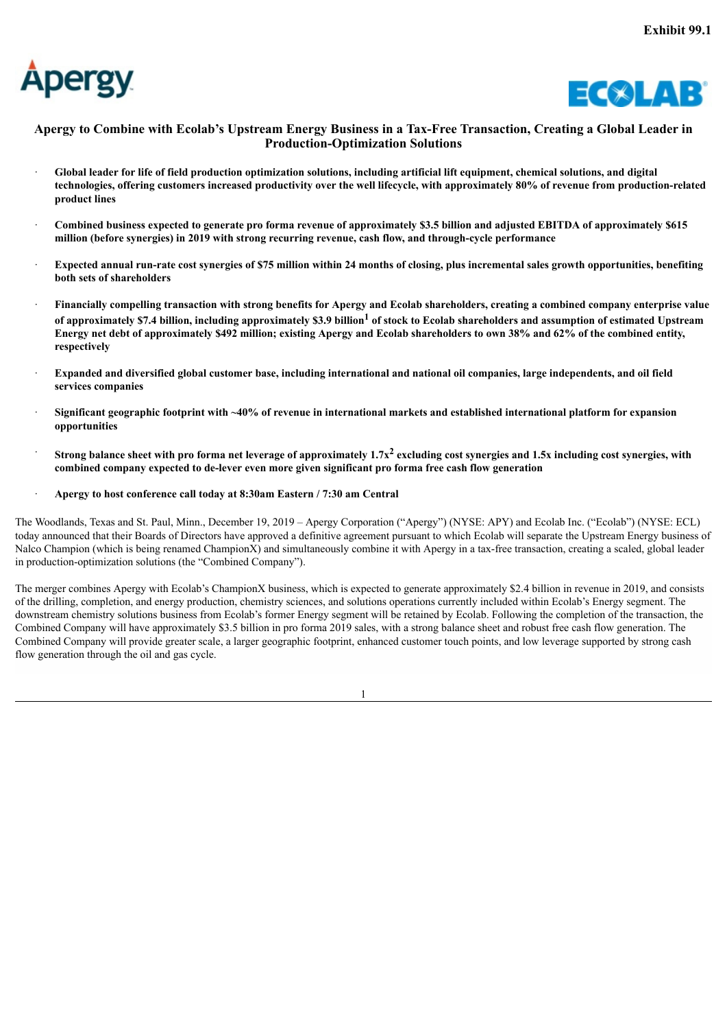Exhibit 99.1

Apergy

ECOLAB

## Apergy to Combine with Ecolab's Upstream Energy Business in a Tax-Free Transaction, Creating a Global Leader in Production-Optimization Solutions

- **Global leader for life of field production optimization solutions, including artificial lift equipment, chemical solutions, and digital technologies, offering customers increased productivity over the well lifecycle, with approximately 80% of revenue from production-related product lines**
- **Combined business expected to generate pro forma revenue of approximately $3.5 billion and adjusted EBITDA of approximately $615 million (before synergies) in 2019 with strong recurring revenue, cash flow, and through-cycle performance**
- **Expected annual run-rate cost synergies of $75 million within 24 months of closing, plus incremental sales growth opportunities, benefiting both sets of shareholders**
- **Financially compelling transaction with strong benefits for Apergy and Ecolab shareholders, creating a combined company enterprise value of approximately $7.4 billion, including approximately $3.9 billion[1] of stock to Ecolab shareholders and assumption of estimated Upstream Energy net debt of approximately $492 million; existing Apergy and Ecolab shareholders to own 38% and 62% of the combined entity, respectively**
- **Expanded and diversified global customer base, including international and national oil companies, large independents, and oil field services companies**
- **Significant geographic footprint with ~40% of revenue in international markets and established international platform for expansion opportunities**
- **Strong balance sheet with pro forma net leverage of approximately 1.7x[2] excluding cost synergies and 1.5x including cost synergies, with combined company expected to de-lever even more given significant pro forma free cash flow generation**
- **Apergy to host conference call today at 8:30am Eastern / 7:30 am Central**

The Woodlands, Texas and St. Paul, Minn., December 19, 2019 – Apergy Corporation ("Apergy") (NYSE: APY) and Ecolab Inc. ("Ecolab") (NYSE: ECL) today announced that their Boards of Directors have approved a definitive agreement pursuant to which Ecolab will separate the Upstream Energy business of Nalco Champion (which is being renamed ChampionX) and simultaneously combine it with Apergy in a tax-free transaction, creating a scaled, global leader in production-optimization solutions (the "Combined Company").

The merger combines Apergy with Ecolab's ChampionX business, which is expected to generate approximately $2.4 billion in revenue in 2019, and consists of the drilling, completion, and energy production, chemistry sciences, and solutions operations currently included within Ecolab's Energy segment. The downstream chemistry solutions business from Ecolab's former Energy segment will be retained by Ecolab. Following the completion of the transaction, the Combined Company will have approximately $3.5 billion in pro forma 2019 sales, with a strong balance sheet and robust free cash flow generation. The Combined Company will provide greater scale, a larger geographic footprint, enhanced customer touch points, and low leverage supported by strong cash flow generation through the oil and gas cycle.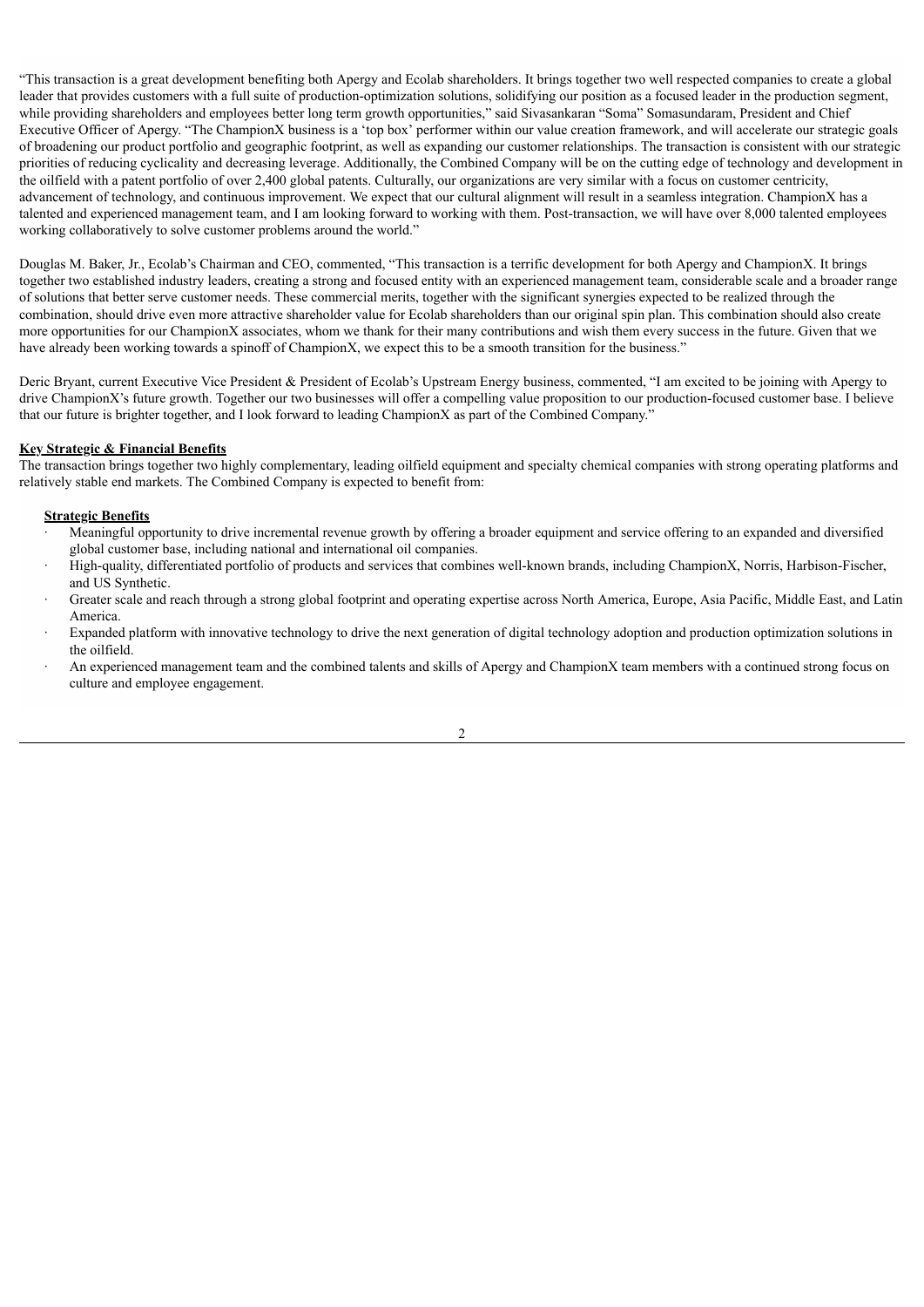"This transaction is a great development benefiting both Apergy and Ecolab shareholders. It brings together two well respected companies to create a global leader that provides customers with a full suite of production-optimization solutions, solidifying our position as a focused leader in the production segment, while providing shareholders and employees better long term growth opportunities," said Sivasankaran "Soma" Somasundaram, President and Chief Executive Officer of Apergy. "The ChampionX business is a 'top box' performer within our value creation framework, and will accelerate our strategic goals of broadening our product portfolio and geographic footprint, as well as expanding our customer relationships. The transaction is consistent with our strategic priorities of reducing cyclicality and decreasing leverage. Additionally, the Combined Company will be on the cutting edge of technology and development in the oilfield with a patent portfolio of over 2,400 global patents. Culturally, our organizations are very similar with a focus on customer centricity, advancement of technology, and continuous improvement. We expect that our cultural alignment will result in a seamless integration. ChampionX has a talented and experienced management team, and I am looking forward to working with them. Post-transaction, we will have over 8,000 talented employees working collaboratively to solve customer problems around the world."

Douglas M. Baker, Jr., Ecolab's Chairman and CEO, commented, "This transaction is a terrific development for both Apergy and ChampionX. It brings together two established industry leaders, creating a strong and focused entity with an experienced management team, considerable scale and a broader range of solutions that better serve customer needs. These commercial merits, together with the significant synergies expected to be realized through the combination, should drive even more attractive shareholder value for Ecolab shareholders than our original spin plan. This combination should also create more opportunities for our ChampionX associates, whom we thank for their many contributions and wish them every success in the future. Given that we have already been working towards a spinoff of ChampionX, we expect this to be a smooth transition for the business."

Deric Bryant, current Executive Vice President & President of Ecolab's Upstream Energy business, commented, "I am excited to be joining with Apergy to drive ChampionX's future growth. Together our two businesses will offer a compelling value proposition to our production-focused customer base. I believe that our future is brighter together, and I look forward to leading ChampionX as part of the Combined Company."

**Key Strategic & Financial Benefits**

The transaction brings together two highly complementary, leading oilfield equipment and specialty chemical companies with strong operating platforms and relatively stable end markets. The Combined Company is expected to benefit from:

**Strategic Benefits**

- Meaningful opportunity to drive incremental revenue growth by offering a broader equipment and service offering to an expanded and diversified global customer base, including national and international oil companies.
- High-quality, differentiated portfolio of products and services that combines well-known brands, including ChampionX, Norris, Harbison-Fischer, and US Synthetic.
- Greater scale and reach through a strong global footprint and operating expertise across North America, Europe, Asia Pacific, Middle East, and Latin America.
- Expanded platform with innovative technology to drive the next generation of digital technology adoption and production optimization solutions in the oilfield.
- An experienced management team and the combined talents and skills of Apergy and ChampionX team members with a continued strong focus on culture and employee engagement.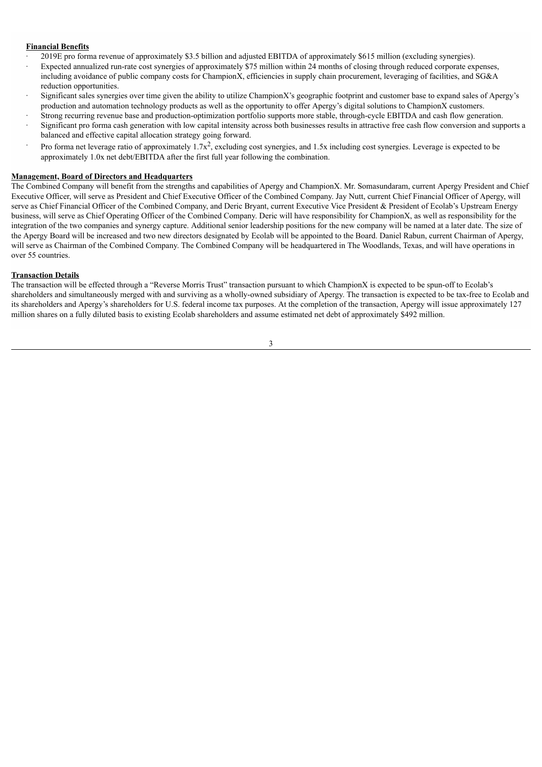**Financial Benefits**

- 2019E pro forma revenue of approximately \$3.5 billion and adjusted EBITDA of approximately \$615 million (excluding synergies).
- Expected annualized run-rate cost synergies of approximately \$75 million within 24 months of closing through reduced corporate expenses, including avoidance of public company costs for ChampionX, efficiencies in supply chain procurement, leveraging of facilities, and SG&A reduction opportunities.
- Significant sales synergies over time given the ability to utilize ChampionX's geographic footprint and customer base to expand sales of Apergy's production and automation technology products as well as the opportunity to offer Apergy's digital solutions to ChampionX customers.
- Strong recurring revenue base and production-optimization portfolio supports more stable, through-cycle EBITDA and cash flow generation.
- Significant pro forma cash generation with low capital intensity across both businesses results in attractive free cash flow conversion and supports a balanced and effective capital allocation strategy going forward.
- Pro forma net leverage ratio of approximately 1.7x[2], excluding cost synergies, and 1.5x including cost synergies. Leverage is expected to be approximately 1.0x net debt/EBITDA after the first full year following the combination.

**Management, Board of Directors and Headquarters**

The Combined Company will benefit from the strengths and capabilities of Apergy and ChampionX. Mr. Somasundaram, current Apergy President and Chief Executive Officer, will serve as President and Chief Executive Officer of the Combined Company. Jay Nutt, current Chief Financial Officer of Apergy, will serve as Chief Financial Officer of the Combined Company, and Deric Bryant, current Executive Vice President & President of Ecolab's Upstream Energy business, will serve as Chief Operating Officer of the Combined Company. Deric will have responsibility for ChampionX, as well as responsibility for the integration of the two companies and synergy capture. Additional senior leadership positions for the new company will be named at a later date. The size of the Apergy Board will be increased and two new directors designated by Ecolab will be appointed to the Board. Daniel Rabun, current Chairman of Apergy, will serve as Chairman of the Combined Company. The Combined Company will be headquartered in The Woodlands, Texas, and will have operations in over 55 countries.

**Transaction Details**

The transaction will be effected through a "Reverse Morris Trust" transaction pursuant to which ChampionX is expected to be spun-off to Ecolab's shareholders and simultaneously merged with and surviving as a wholly-owned subsidiary of Apergy. The transaction is expected to be tax-free to Ecolab and its shareholders and Apergy's shareholders for U.S. federal income tax purposes. At the completion of the transaction, Apergy will issue approximately 127 million shares on a fully diluted basis to existing Ecolab shareholders and assume estimated net debt of approximately \$492 million.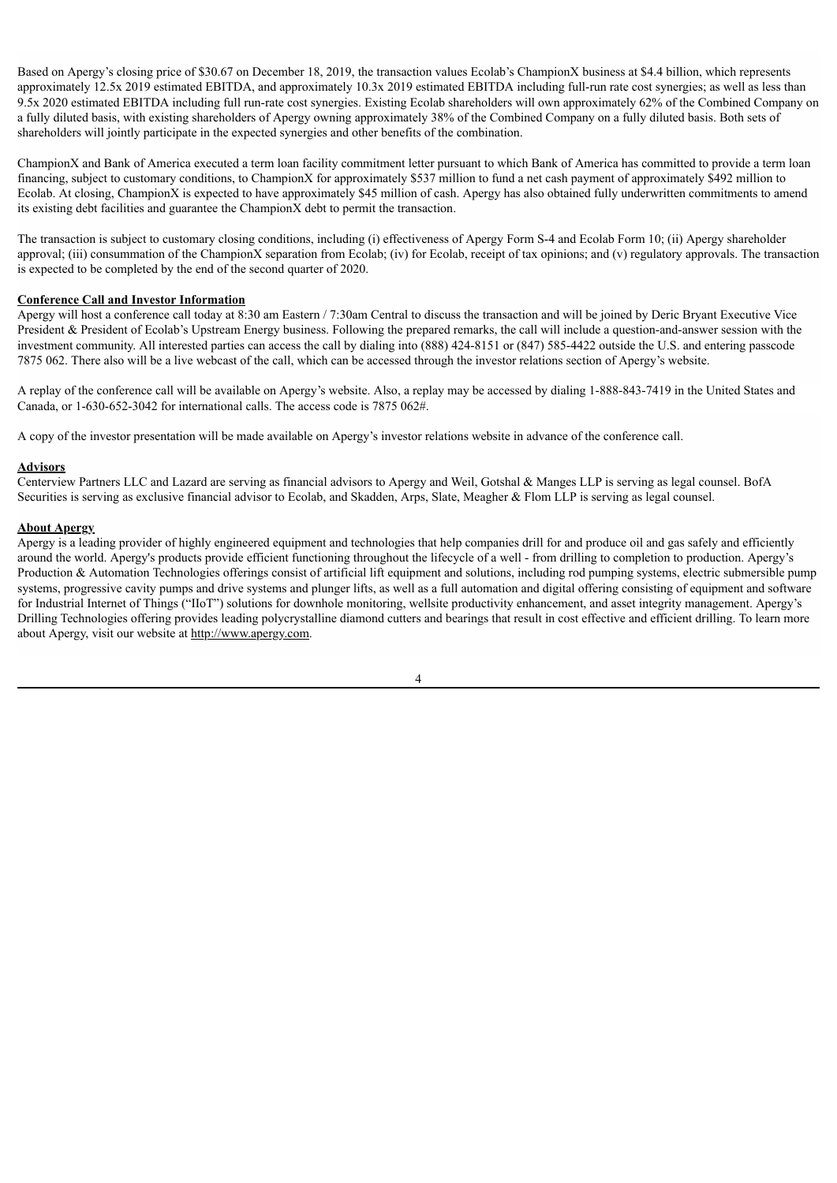Based on Apergy's closing price of $30.67 on December 18, 2019, the transaction values Ecolab's ChampionX business at $4.4 billion, which represents approximately 12.5x 2019 estimated EBITDA, and approximately 10.3x 2019 estimated EBITDA including full-run rate cost synergies; as well as less than 9.5x 2020 estimated EBITDA including full run-rate cost synergies. Existing Ecolab shareholders will own approximately 62% of the Combined Company on a fully diluted basis, with existing shareholders of Apergy owning approximately 38% of the Combined Company on a fully diluted basis. Both sets of shareholders will jointly participate in the expected synergies and other benefits of the combination.

ChampionX and Bank of America executed a term loan facility commitment letter pursuant to which Bank of America has committed to provide a term loan financing, subject to customary conditions, to ChampionX for approximately $537 million to fund a net cash payment of approximately $492 million to Ecolab. At closing, ChampionX is expected to have approximately $45 million of cash. Apergy has also obtained fully underwritten commitments to amend its existing debt facilities and guarantee the ChampionX debt to permit the transaction.

The transaction is subject to customary closing conditions, including (i) effectiveness of Apergy Form S-4 and Ecolab Form 10; (ii) Apergy shareholder approval; (iii) consummation of the ChampionX separation from Ecolab; (iv) for Ecolab, receipt of tax opinions; and (v) regulatory approvals. The transaction is expected to be completed by the end of the second quarter of 2020.

**Conference Call and Investor Information**

Apergy will host a conference call today at 8:30 am Eastern / 7:30am Central to discuss the transaction and will be joined by Deric Bryant Executive Vice President & President of Ecolab's Upstream Energy business. Following the prepared remarks, the call will include a question-and-answer session with the investment community. All interested parties can access the call by dialing into (888) 424-8151 or (847) 585-4422 outside the U.S. and entering passcode 7875 062. There also will be a live webcast of the call, which can be accessed through the investor relations section of Apergy's website.

A replay of the conference call will be available on Apergy's website. Also, a replay may be accessed by dialing 1-888-843-7419 in the United States and Canada, or 1-630-652-3042 for international calls. The access code is 7875 062#.

A copy of the investor presentation will be made available on Apergy's investor relations website in advance of the conference call.

**Advisors**

Centerview Partners LLC and Lazard are serving as financial advisors to Apergy and Weil, Gotshal & Manges LLP is serving as legal counsel. BofA Securities is serving as exclusive financial advisor to Ecolab, and Skadden, Arps, Slate, Meagher & Flom LLP is serving as legal counsel.

**About Apergy**

Apergy is a leading provider of highly engineered equipment and technologies that help companies drill for and produce oil and gas safely and efficiently around the world. Apergy's products provide efficient functioning throughout the lifecycle of a well - from drilling to completion to production. Apergy's Production & Automation Technologies offerings consist of artificial lift equipment and solutions, including rod pumping systems, electric submersible pump systems, progressive cavity pumps and drive systems and plunger lifts, as well as a full automation and digital offering consisting of equipment and software for Industrial Internet of Things ("IIoT") solutions for downhole monitoring, wellsite productivity enhancement, and asset integrity management. Apergy's Drilling Technologies offering provides leading polycrystalline diamond cutters and bearings that result in cost effective and efficient drilling. To learn more about Apergy, visit our website at http://www.apergy.com.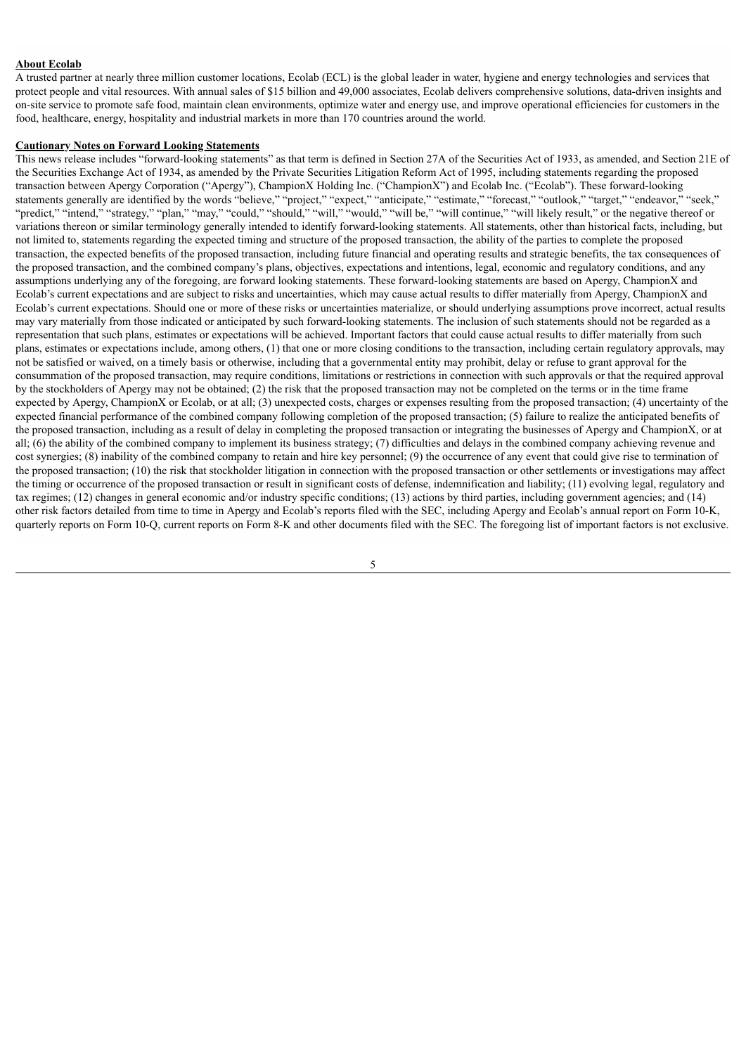**About Ecolab**

A trusted partner at nearly three million customer locations, Ecolab (ECL) is the global leader in water, hygiene and energy technologies and services that protect people and vital resources. With annual sales of $15 billion and 49,000 associates, Ecolab delivers comprehensive solutions, data-driven insights and on-site service to promote safe food, maintain clean environments, optimize water and energy use, and improve operational efficiencies for customers in the food, healthcare, energy, hospitality and industrial markets in more than 170 countries around the world.

**Cautionary Notes on Forward Looking Statements**

This news release includes "forward-looking statements" as that term is defined in Section 27A of the Securities Act of 1933, as amended, and Section 21E of the Securities Exchange Act of 1934, as amended by the Private Securities Litigation Reform Act of 1995, including statements regarding the proposed transaction between Apergy Corporation ("Apergy"), ChampionX Holding Inc. ("ChampionX") and Ecolab Inc. ("Ecolab"). These forward-looking statements generally are identified by the words "believe," "project," "expect," "anticipate," "estimate," "forecast," "outlook," "target," "endeavor," "seek," "predict," "intend," "strategy," "plan," "may," "could," "should," "will," "would," "will be," "will continue," "will likely result," or the negative thereof or variations thereon or similar terminology generally intended to identify forward-looking statements. All statements, other than historical facts, including, but not limited to, statements regarding the expected timing and structure of the proposed transaction, the ability of the parties to complete the proposed transaction, the expected benefits of the proposed transaction, including future financial and operating results and strategic benefits, the tax consequences of the proposed transaction, and the combined company's plans, objectives, expectations and intentions, legal, economic and regulatory conditions, and any assumptions underlying any of the foregoing, are forward looking statements. These forward-looking statements are based on Apergy, ChampionX and Ecolab's current expectations and are subject to risks and uncertainties, which may cause actual results to differ materially from Apergy, ChampionX and Ecolab's current expectations. Should one or more of these risks or uncertainties materialize, or should underlying assumptions prove incorrect, actual results may vary materially from those indicated or anticipated by such forward-looking statements. The inclusion of such statements should not be regarded as a representation that such plans, estimates or expectations will be achieved. Important factors that could cause actual results to differ materially from such plans, estimates or expectations include, among others, (1) that one or more closing conditions to the transaction, including certain regulatory approvals, may not be satisfied or waived, on a timely basis or otherwise, including that a governmental entity may prohibit, delay or refuse to grant approval for the consummation of the proposed transaction, may require conditions, limitations or restrictions in connection with such approvals or that the required approval by the stockholders of Apergy may not be obtained; (2) the risk that the proposed transaction may not be completed on the terms or in the time frame expected by Apergy, ChampionX or Ecolab, or at all; (3) unexpected costs, charges or expenses resulting from the proposed transaction; (4) uncertainty of the expected financial performance of the combined company following completion of the proposed transaction; (5) failure to realize the anticipated benefits of the proposed transaction, including as a result of delay in completing the proposed transaction or integrating the businesses of Apergy and ChampionX, or at all; (6) the ability of the combined company to implement its business strategy; (7) difficulties and delays in the combined company achieving revenue and cost synergies; (8) inability of the combined company to retain and hire key personnel; (9) the occurrence of any event that could give rise to termination of the proposed transaction; (10) the risk that stockholder litigation in connection with the proposed transaction or other settlements or investigations may affect the timing or occurrence of the proposed transaction or result in significant costs of defense, indemnification and liability; (11) evolving legal, regulatory and tax regimes; (12) changes in general economic and/or industry specific conditions; (13) actions by third parties, including government agencies; and (14) other risk factors detailed from time to time in Apergy and Ecolab's reports filed with the SEC, including Apergy and Ecolab's annual report on Form 10-K, quarterly reports on Form 10-Q, current reports on Form 8-K and other documents filed with the SEC. The foregoing list of important factors is not exclusive.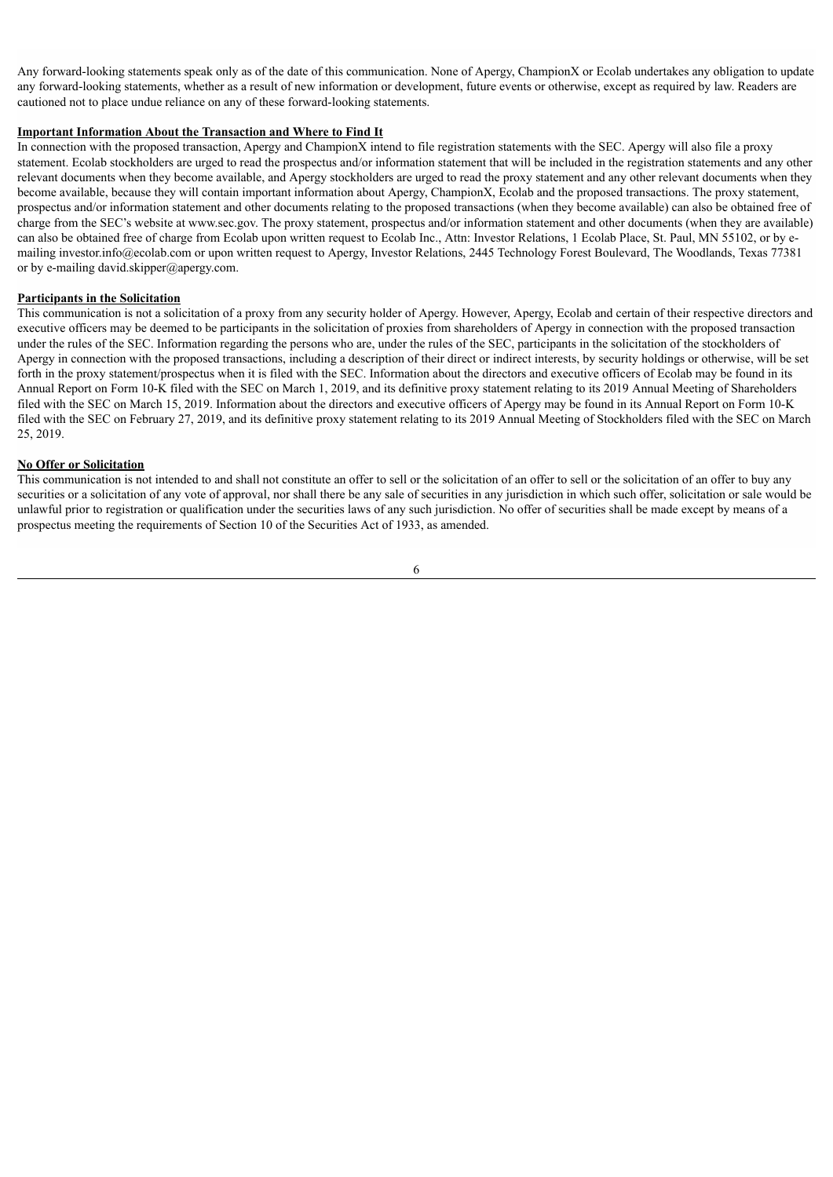Any forward-looking statements speak only as of the date of this communication. None of Apergy, ChampionX or Ecolab undertakes any obligation to update any forward-looking statements, whether as a result of new information or development, future events or otherwise, except as required by law. Readers are cautioned not to place undue reliance on any of these forward-looking statements.

**Important Information About the Transaction and Where to Find It**

In connection with the proposed transaction, Apergy and ChampionX intend to file registration statements with the SEC. Apergy will also file a proxy statement. Ecolab stockholders are urged to read the prospectus and/or information statement that will be included in the registration statements and any other relevant documents when they become available, and Apergy stockholders are urged to read the proxy statement and any other relevant documents when they become available, because they will contain important information about Apergy, ChampionX, Ecolab and the proposed transactions. The proxy statement, prospectus and/or information statement and other documents relating to the proposed transactions (when they become available) can also be obtained free of charge from the SEC's website at www.sec.gov. The proxy statement, prospectus and/or information statement and other documents (when they are available) can also be obtained free of charge from Ecolab upon written request to Ecolab Inc., Attn: Investor Relations, 1 Ecolab Place, St. Paul, MN 55102, or by e-mailing investor.info@ecolab.com or upon written request to Apergy, Investor Relations, 2445 Technology Forest Boulevard, The Woodlands, Texas 77381 or by e-mailing david.skipper@apergy.com.

**Participants in the Solicitation**

This communication is not a solicitation of a proxy from any security holder of Apergy. However, Apergy, Ecolab and certain of their respective directors and executive officers may be deemed to be participants in the solicitation of proxies from shareholders of Apergy in connection with the proposed transaction under the rules of the SEC. Information regarding the persons who are, under the rules of the SEC, participants in the solicitation of the stockholders of Apergy in connection with the proposed transactions, including a description of their direct or indirect interests, by security holdings or otherwise, will be set forth in the proxy statement/prospectus when it is filed with the SEC. Information about the directors and executive officers of Ecolab may be found in its Annual Report on Form 10-K filed with the SEC on March 1, 2019, and its definitive proxy statement relating to its 2019 Annual Meeting of Shareholders filed with the SEC on March 15, 2019. Information about the directors and executive officers of Apergy may be found in its Annual Report on Form 10-K filed with the SEC on February 27, 2019, and its definitive proxy statement relating to its 2019 Annual Meeting of Stockholders filed with the SEC on March 25, 2019.

**No Offer or Solicitation**

This communication is not intended to and shall not constitute an offer to sell or the solicitation of an offer to sell or the solicitation of an offer to buy any securities or a solicitation of any vote of approval, nor shall there be any sale of securities in any jurisdiction in which such offer, solicitation or sale would be unlawful prior to registration or qualification under the securities laws of any such jurisdiction. No offer of securities shall be made except by means of a prospectus meeting the requirements of Section 10 of the Securities Act of 1933, as amended.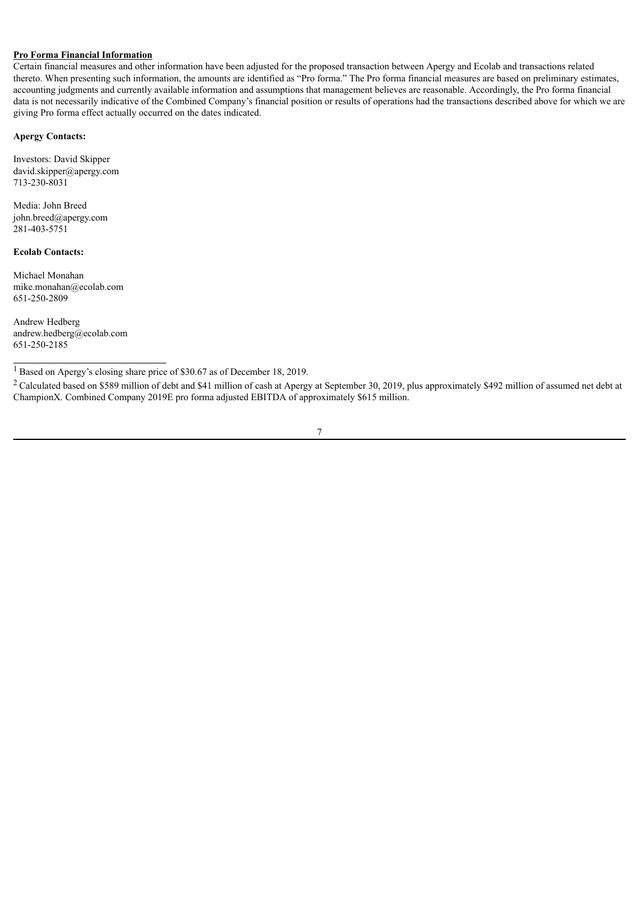**Pro Forma Financial Information**

Certain financial measures and other information have been adjusted for the proposed transaction between Apergy and Ecolab and transactions related thereto. When presenting such information, the amounts are identified as "Pro forma." The Pro forma financial measures are based on preliminary estimates, accounting judgments and currently available information and assumptions that management believes are reasonable. Accordingly, the Pro forma financial data is not necessarily indicative of the Combined Company's financial position or results of operations had the transactions described above for which we are giving Pro forma effect actually occurred on the dates indicated.

**Apergy Contacts:**

Investors: David Skipper
david.skipper@apergy.com
713-230-8031

Media: John Breed
john.breed@apergy.com
281-403-5751

**Ecolab Contacts:**

Michael Monahan
mike.monahan@ecolab.com
651-250-2809

Andrew Hedberg
andrew.hedberg@ecolab.com
651-250-2185

---

[1] Based on Apergy's closing share price of $30.67 as of December 18, 2019.

[2] Calculated based on $589 million of debt and $41 million of cash at Apergy at September 30, 2019, plus approximately $492 million of assumed net debt at ChampionX. Combined Company 2019E pro forma adjusted EBITDA of approximately $615 million.